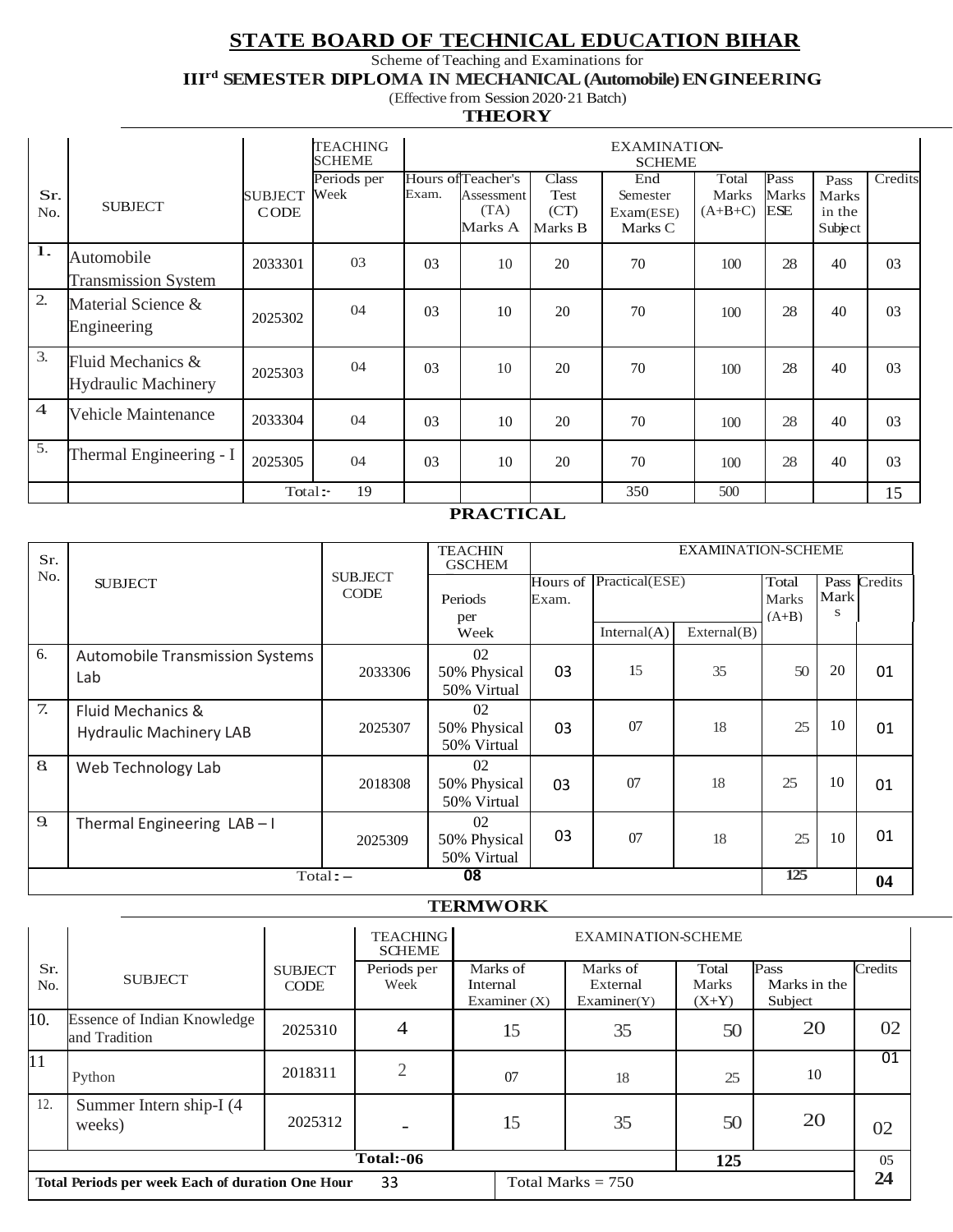# STATE BOARD OF TECHNICAL EDUCATION BIHAR

Scheme of Teaching and Examinations for

**III$^{rd}$ SEMESTER DIPLOMA IN MECHANICAL (Automobile) ENGINEERING**

(Effective from Session 2020-21 Batch)

## THEORY

| Sr. No. | SUBJECT | SUBJECT CODE | TEACHING SCHEME | EXAMINATION-SCHEME | | | | | | | |
|---|---|---|---|---|---|---|---|---|---|---|---|
| | | | Periods per Week | Hours of Exam. | Teacher's Assessment (TA) Marks A | Class Test (CT) Marks B | End Semester Exam(ESE) Marks C | Total Marks (A+B+C) | Pass Marks ESE | Pass Marks in the Subject | Credits |
| 1. | Automobile Transmission System | 2033301 | 03 | 03 | 10 | 20 | 70 | 100 | 28 | 40 | 03 |
| 2. | Material Science & Engineering | 2025302 | 04 | 03 | 10 | 20 | 70 | 100 | 28 | 40 | 03 |
| 3. | Fluid Mechanics & Hydraulic Machinery | 2025303 | 04 | 03 | 10 | 20 | 70 | 100 | 28 | 40 | 03 |
| 4 | Vehicle Maintenance | 2033304 | 04 | 03 | 10 | 20 | 70 | 100 | 28 | 40 | 03 |
| 5. | Thermal Engineering - I | 2025305 | 04 | 03 | 10 | 20 | 70 | 100 | 28 | 40 | 03 |
| | | Total :- | 19 | | | | 350 | 500 | | | 15 |

## PRACTICAL

| Sr. No. | SUBJECT | SUBJECT CODE | TEACHING SCHEME | EXAMINATION-SCHEME | | | | | |
|---|---|---|---|---|---|---|---|---|---|
| | | | Periods per Week | Hours of Exam. | Practical(ESE) Internal(A) | Practical(ESE) External(B) | Total Marks (A+B) | Pass Marks | Credits |
| 6. | Automobile Transmission Systems Lab | 2033306 | 02<br>50% Physical<br>50% Virtual | 03 | 15 | 35 | 50 | 20 | 01 |
| 7. | Fluid Mechanics & Hydraulic Machinery LAB | 2025307 | 02<br>50% Physical<br>50% Virtual | 03 | 07 | 18 | 25 | 10 | 01 |
| 8. | Web Technology Lab | 2018308 | 02<br>50% Physical<br>50% Virtual | 03 | 07 | 18 | 25 | 10 | 01 |
| 9. | Thermal Engineering LAB – I | 2025309 | 02<br>50% Physical<br>50% Virtual | 03 | 07 | 18 | 25 | 10 | 01 |
| | Total : – | | 08 | | | | 125 | | 04 |

## TERMWORK

| Sr. No. | SUBJECT | SUBJECT CODE | TEACHING SCHEME | EXAMINATION-SCHEME | | | | |
|---|---|---|---|---|---|---|---|---|
| | | | Periods per Week | Marks of Internal Examiner (X) | Marks of External Examiner(Y) | Total Marks (X+Y) | Pass Marks in the Subject | Credits |
| 10. | Essence of Indian Knowledge and Tradition | 2025310 | 4 | 15 | 35 | 50 | 20 | 02 |
| 11 | Python | 2018311 | 2 | 07 | 18 | 25 | 10 | 01 |
| 12. | Summer Intern ship-I (4 weeks) | 2025312 | - | 15 | 35 | 50 | 20 | 02 |
| | | | Total:-06 | | | 125 | | 05 |
| Total Periods per week Each of duration One Hour | | | 33 | Total Marks = 750 | | | | 24 |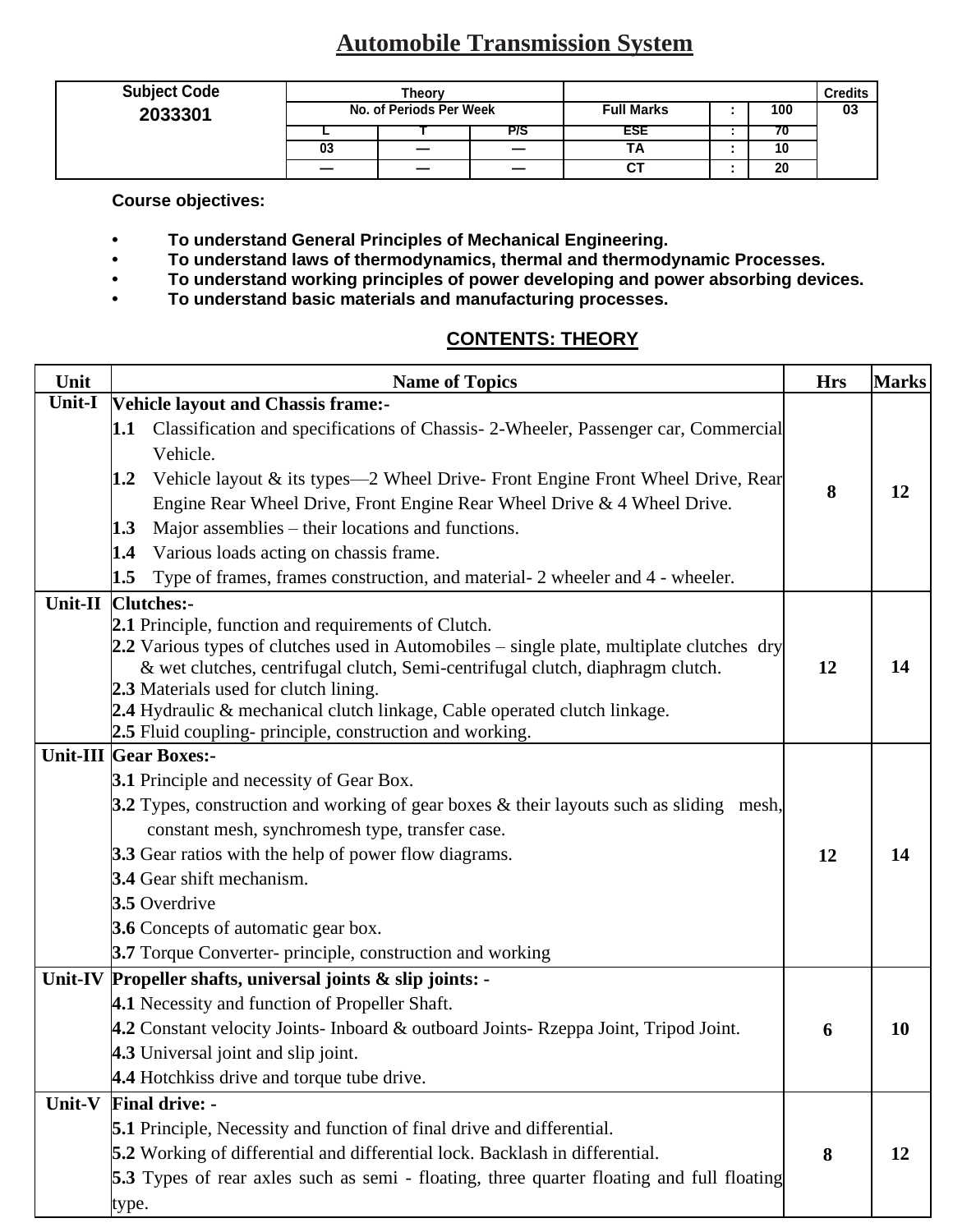# Automobile Transmission System

| Subject Code | Theory | | | | | | Credits |
|---|---|---|---|---|---|---|---|
| 2033301 | No. of Periods Per Week | | | Full Marks | : | 100 | 03 |
| | L | T | P/S | ESE | : | 70 | |
| | 03 | — | — | TA | : | 10 | |
| | — | — | — | CT | : | 20 | |

**Course objectives:**

- **To understand General Principles of Mechanical Engineering.**
- **To understand laws of thermodynamics, thermal and thermodynamic Processes.**
- **To understand working principles of power developing and power absorbing devices.**
- **To understand basic materials and manufacturing processes.**

## CONTENTS: THEORY

| Unit | Name of Topics | Hrs | Marks |
|---|---|---|---|
| Unit-I | **Vehicle layout and Chassis frame:-**<br>**1.1** Classification and specifications of Chassis- 2-Wheeler, Passenger car, Commercial Vehicle.<br>**1.2** Vehicle layout & its types—2 Wheel Drive- Front Engine Front Wheel Drive, Rear Engine Rear Wheel Drive, Front Engine Rear Wheel Drive & 4 Wheel Drive.<br>**1.3** Major assemblies – their locations and functions.<br>**1.4** Various loads acting on chassis frame.<br>**1.5** Type of frames, frames construction, and material- 2 wheeler and 4 - wheeler. | 8 | 12 |
| Unit-II | **Clutches:-**<br>**2.1** Principle, function and requirements of Clutch.<br>**2.2** Various types of clutches used in Automobiles – single plate, multiplate clutches dry & wet clutches, centrifugal clutch, Semi-centrifugal clutch, diaphragm clutch.<br>**2.3** Materials used for clutch lining.<br>**2.4** Hydraulic & mechanical clutch linkage, Cable operated clutch linkage.<br>**2.5** Fluid coupling- principle, construction and working. | 12 | 14 |
| Unit-III | **Gear Boxes:-**<br>**3.1** Principle and necessity of Gear Box.<br>**3.2** Types, construction and working of gear boxes & their layouts such as sliding mesh, constant mesh, synchromesh type, transfer case.<br>**3.3** Gear ratios with the help of power flow diagrams.<br>**3.4** Gear shift mechanism.<br>**3.5** Overdrive<br>**3.6** Concepts of automatic gear box.<br>**3.7** Torque Converter- principle, construction and working | 12 | 14 |
| Unit-IV | **Propeller shafts, universal joints & slip joints: -**<br>**4.1** Necessity and function of Propeller Shaft.<br>**4.2** Constant velocity Joints- Inboard & outboard Joints- Rzeppa Joint, Tripod Joint.<br>**4.3** Universal joint and slip joint.<br>**4.4** Hotchkiss drive and torque tube drive. | 6 | 10 |
| Unit-V | **Final drive: -**<br>**5.1** Principle, Necessity and function of final drive and differential.<br>**5.2** Working of differential and differential lock. Backlash in differential.<br>**5.3** Types of rear axles such as semi - floating, three quarter floating and full floating type. | 8 | 12 |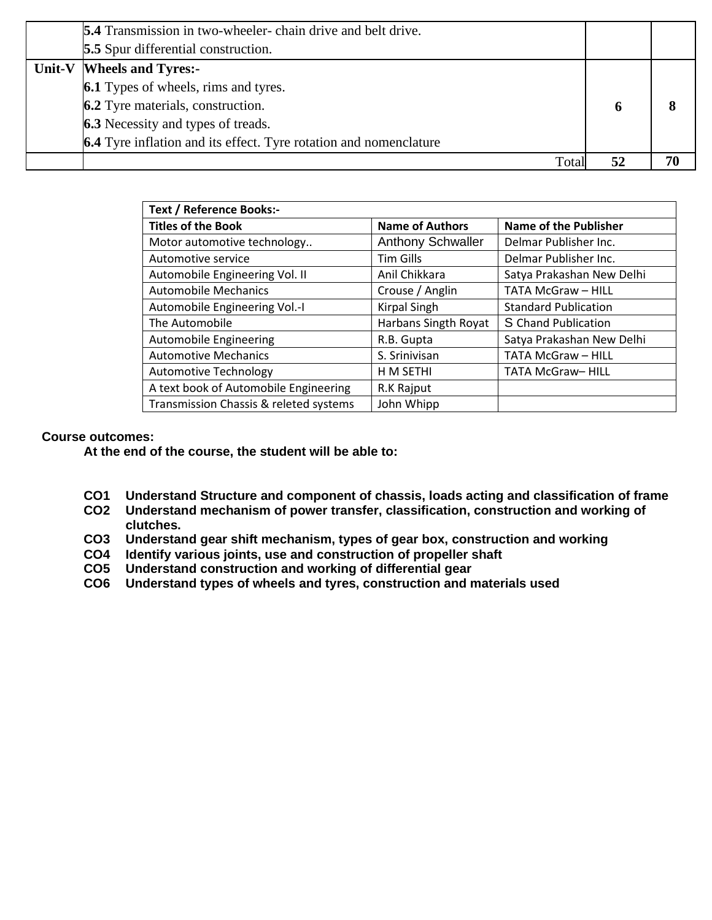|  |  |  |  |
|---|---|---|---|
|  | **5.4** Transmission in two-wheeler- chain drive and belt drive.<br>**5.5** Spur differential construction. |  |  |
| **Unit-V** | **Wheels and Tyres:-**<br>**6.1** Types of wheels, rims and tyres.<br>**6.2** Tyre materials, construction.<br>**6.3** Necessity and types of treads.<br>**6.4** Tyre inflation and its effect. Tyre rotation and nomenclature | **6** | **8** |
|  | Total | **52** | **70** |

| **Text / Reference Books:-** | | |
|---|---|---|
| **Titles of the Book** | **Name of Authors** | **Name of the Publisher** |
| Motor automotive technology.. | Anthony Schwaller | Delmar Publisher Inc. |
| Automotive service | Tim Gills | Delmar Publisher Inc. |
| Automobile Engineering Vol. II | Anil Chikkara | Satya Prakashan New Delhi |
| Automobile Mechanics | Crouse / Anglin | TATA McGraw – HILL |
| Automobile Engineering Vol.-I | Kirpal Singh | Standard Publication |
| The Automobile | Harbans Singth Royat | S Chand Publication |
| Automobile Engineering | R.B. Gupta | Satya Prakashan New Delhi |
| Automotive Mechanics | S. Srinivisan | TATA McGraw – HILL |
| Automotive Technology | H M SETHI | TATA McGraw– HILL |
| A text book of Automobile Engineering | R.K Rajput |  |
| Transmission Chassis & releted systems | John Whipp |  |

**Course outcomes:**

**At the end of the course, the student will be able to:**

- **CO1** **Understand Structure and component of chassis, loads acting and classification of frame**
- **CO2** **Understand mechanism of power transfer, classification, construction and working of clutches.**
- **CO3** **Understand gear shift mechanism, types of gear box, construction and working**
- **CO4** **Identify various joints, use and construction of propeller shaft**
- **CO5** **Understand construction and working of differential gear**
- **CO6** **Understand types of wheels and tyres, construction and materials used**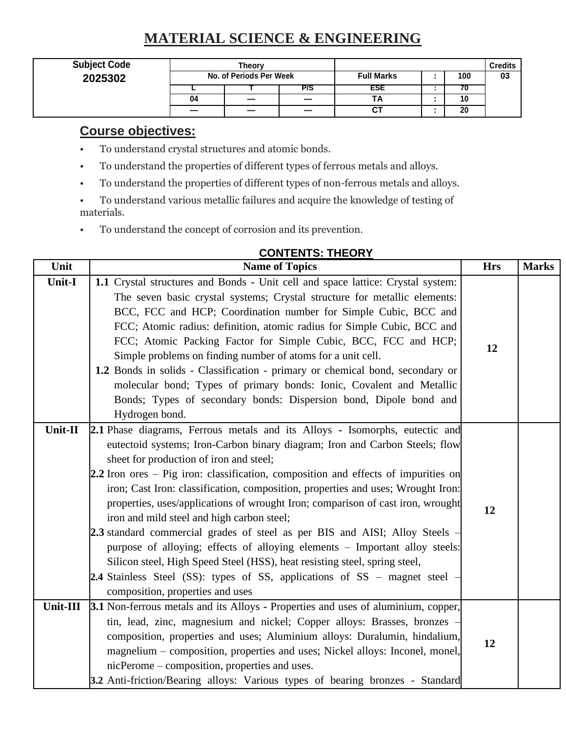# MATERIAL SCIENCE & ENGINEERING

| Subject Code | Theory | | | | | | Credits |
|---|---|---|---|---|---|---|---|
| 2025302 | No. of Periods Per Week | | | Full Marks | : | 100 | 03 |
| | L | T | P/S | ESE | : | 70 | |
| | 04 | — | — | TA | : | 10 | |
| | — | — | — | CT | : | 20 | |

## Course objectives:

- To understand crystal structures and atomic bonds.
- To understand the properties of different types of ferrous metals and alloys.
- To understand the properties of different types of non-ferrous metals and alloys.
- To understand various metallic failures and acquire the knowledge of testing of materials.
- To understand the concept of corrosion and its prevention.

## CONTENTS: THEORY

| Unit | Name of Topics | Hrs | Marks |
|---|---|---|---|
| Unit-I | **1.1** Crystal structures and Bonds - Unit cell and space lattice: Crystal system: The seven basic crystal systems; Crystal structure for metallic elements: BCC, FCC and HCP; Coordination number for Simple Cubic, BCC and FCC; Atomic radius: definition, atomic radius for Simple Cubic, BCC and FCC; Atomic Packing Factor for Simple Cubic, BCC, FCC and HCP; Simple problems on finding number of atoms for a unit cell.<br>**1.2** Bonds in solids - Classification - primary or chemical bond, secondary or molecular bond; Types of primary bonds: Ionic, Covalent and Metallic Bonds; Types of secondary bonds: Dispersion bond, Dipole bond and Hydrogen bond. | 12 | |
| Unit-II | **2.1** Phase diagrams, Ferrous metals and its Alloys - Isomorphs, eutectic and eutectoid systems; Iron-Carbon binary diagram; Iron and Carbon Steels; flow sheet for production of iron and steel;<br>**2.2** Iron ores – Pig iron: classification, composition and effects of impurities on iron; Cast Iron: classification, composition, properties and uses; Wrought Iron: properties, uses/applications of wrought Iron; comparison of cast iron, wrought iron and mild steel and high carbon steel;<br>**2.3** standard commercial grades of steel as per BIS and AISI; Alloy Steels – purpose of alloying; effects of alloying elements – Important alloy steels: Silicon steel, High Speed Steel (HSS), heat resisting steel, spring steel,<br>**2.4** Stainless Steel (SS): types of SS, applications of SS – magnet steel – composition, properties and uses | 12 | |
| Unit-III | **3.1** Non-ferrous metals and its Alloys - Properties and uses of aluminium, copper, tin, lead, zinc, magnesium and nickel; Copper alloys: Brasses, bronzes – composition, properties and uses; Aluminium alloys: Duralumin, hindalium, magnelium – composition, properties and uses; Nickel alloys: Inconel, monel, nicPerome – composition, properties and uses.<br>**3.2** Anti-friction/Bearing alloys: Various types of bearing bronzes - Standard | 12 | |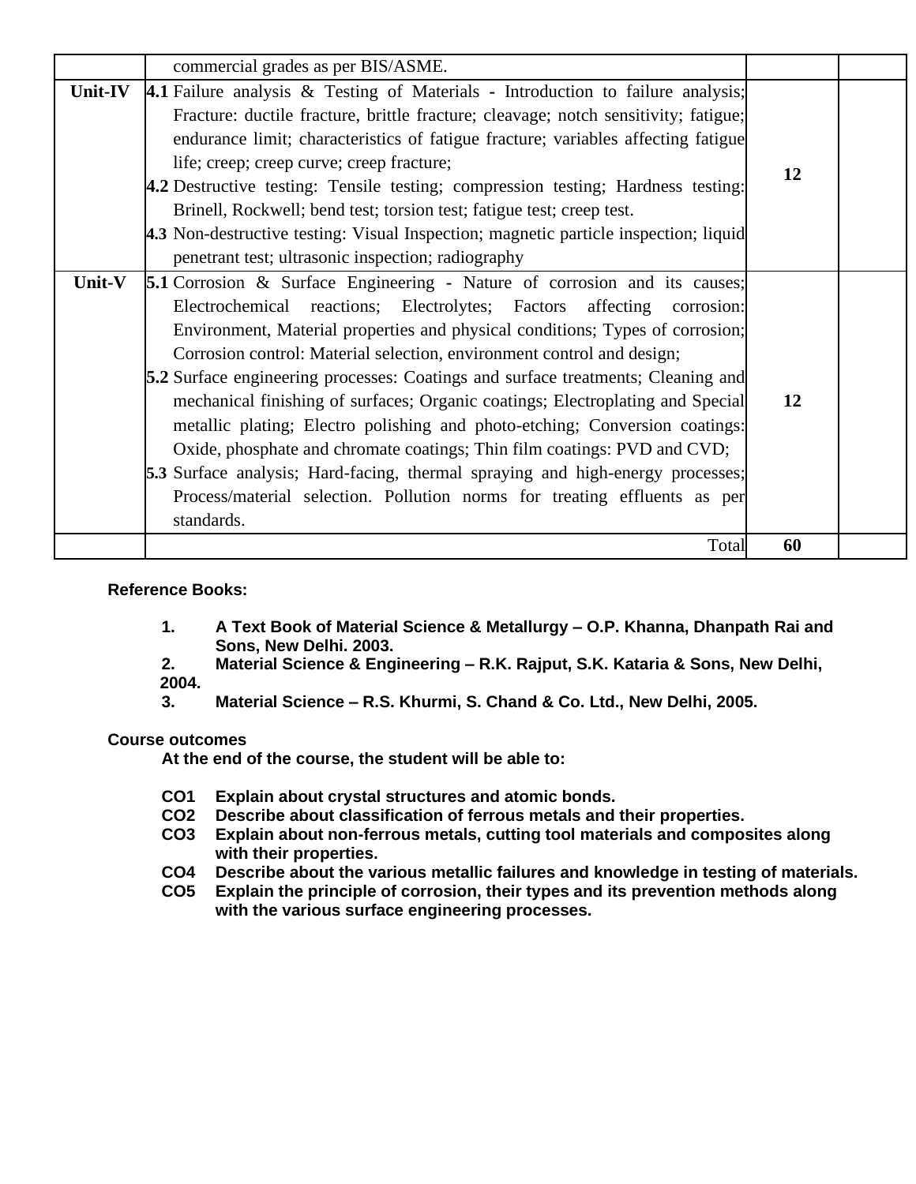| | | | |
|---|---|---|---|
| | commercial grades as per BIS/ASME. | | |
| **Unit-IV** | **4.1** Failure analysis & Testing of Materials - Introduction to failure analysis; Fracture: ductile fracture, brittle fracture; cleavage; notch sensitivity; fatigue; endurance limit; characteristics of fatigue fracture; variables affecting fatigue life; creep; creep curve; creep fracture;<br>**4.2** Destructive testing: Tensile testing; compression testing; Hardness testing: Brinell, Rockwell; bend test; torsion test; fatigue test; creep test.<br>**4.3** Non-destructive testing: Visual Inspection; magnetic particle inspection; liquid penetrant test; ultrasonic inspection; radiography | **12** | |
| **Unit-V** | **5.1** Corrosion & Surface Engineering - Nature of corrosion and its causes; Electrochemical reactions; Electrolytes; Factors affecting corrosion: Environment, Material properties and physical conditions; Types of corrosion; Corrosion control: Material selection, environment control and design;<br>**5.2** Surface engineering processes: Coatings and surface treatments; Cleaning and mechanical finishing of surfaces; Organic coatings; Electroplating and Special metallic plating; Electro polishing and photo-etching; Conversion coatings: Oxide, phosphate and chromate coatings; Thin film coatings: PVD and CVD;<br>**5.3** Surface analysis; Hard-facing, thermal spraying and high-energy processes; Process/material selection. Pollution norms for treating effluents as per standards. | **12** | |
| | Total | **60** | |

**Reference Books:**

1. **A Text Book of Material Science & Metallurgy – O.P. Khanna, Dhanpath Rai and Sons, New Delhi. 2003.**
2. **Material Science & Engineering – R.K. Rajput, S.K. Kataria & Sons, New Delhi, 2004.**
3. **Material Science – R.S. Khurmi, S. Chand & Co. Ltd., New Delhi, 2005.**

**Course outcomes**

**At the end of the course, the student will be able to:**

- **CO1** **Explain about crystal structures and atomic bonds.**
- **CO2** **Describe about classification of ferrous metals and their properties.**
- **CO3** **Explain about non-ferrous metals, cutting tool materials and composites along with their properties.**
- **CO4** **Describe about the various metallic failures and knowledge in testing of materials.**
- **CO5** **Explain the principle of corrosion, their types and its prevention methods along with the various surface engineering processes.**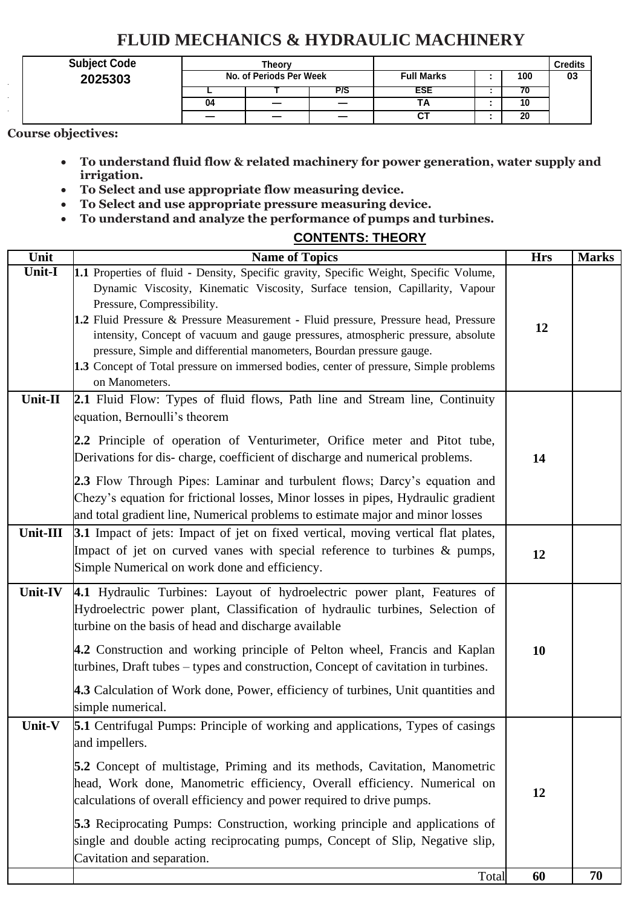# FLUID MECHANICS & HYDRAULIC MACHINERY

| Subject Code | Theory | | | | | | Credits |
|---|---|---|---|---|---|---|---|
| 2025303 | No. of Periods Per Week | | | Full Marks | : | 100 | 03 |
| | L | T | P/S | ESE | : | 70 | |
| | 04 | — | — | TA | : | 10 | |
| | — | — | — | CT | : | 20 | |

**Course objectives:**

- **To understand fluid flow & related machinery for power generation, water supply and irrigation.**
- **To Select and use appropriate flow measuring device.**
- **To Select and use appropriate pressure measuring device.**
- **To understand and analyze the performance of pumps and turbines.**

## CONTENTS: THEORY

| Unit | Name of Topics | Hrs | Marks |
|---|---|---|---|
| Unit-I | **1.1** Properties of fluid - Density, Specific gravity, Specific Weight, Specific Volume, Dynamic Viscosity, Kinematic Viscosity, Surface tension, Capillarity, Vapour Pressure, Compressibility.<br>**1.2** Fluid Pressure & Pressure Measurement - Fluid pressure, Pressure head, Pressure intensity, Concept of vacuum and gauge pressures, atmospheric pressure, absolute pressure, Simple and differential manometers, Bourdan pressure gauge.<br>**1.3** Concept of Total pressure on immersed bodies, center of pressure, Simple problems on Manometers. | 12 | |
| Unit-II | **2.1** Fluid Flow: Types of fluid flows, Path line and Stream line, Continuity equation, Bernoulli's theorem<br>**2.2** Principle of operation of Venturimeter, Orifice meter and Pitot tube, Derivations for dis- charge, coefficient of discharge and numerical problems.<br>**2.3** Flow Through Pipes: Laminar and turbulent flows; Darcy's equation and Chezy's equation for frictional losses, Minor losses in pipes, Hydraulic gradient and total gradient line, Numerical problems to estimate major and minor losses | 14 | |
| Unit-III | **3.1** Impact of jets: Impact of jet on fixed vertical, moving vertical flat plates, Impact of jet on curved vanes with special reference to turbines & pumps, Simple Numerical on work done and efficiency. | 12 | |
| Unit-IV | **4.1** Hydraulic Turbines: Layout of hydroelectric power plant, Features of Hydroelectric power plant, Classification of hydraulic turbines, Selection of turbine on the basis of head and discharge available<br>**4.2** Construction and working principle of Pelton wheel, Francis and Kaplan turbines, Draft tubes – types and construction, Concept of cavitation in turbines.<br>**4.3** Calculation of Work done, Power, efficiency of turbines, Unit quantities and simple numerical. | 10 | |
| Unit-V | **5.1** Centrifugal Pumps: Principle of working and applications, Types of casings and impellers.<br>**5.2** Concept of multistage, Priming and its methods, Cavitation, Manometric head, Work done, Manometric efficiency, Overall efficiency. Numerical on calculations of overall efficiency and power required to drive pumps.<br>**5.3** Reciprocating Pumps: Construction, working principle and applications of single and double acting reciprocating pumps, Concept of Slip, Negative slip, Cavitation and separation. | 12 | |
| | Total | **60** | **70** |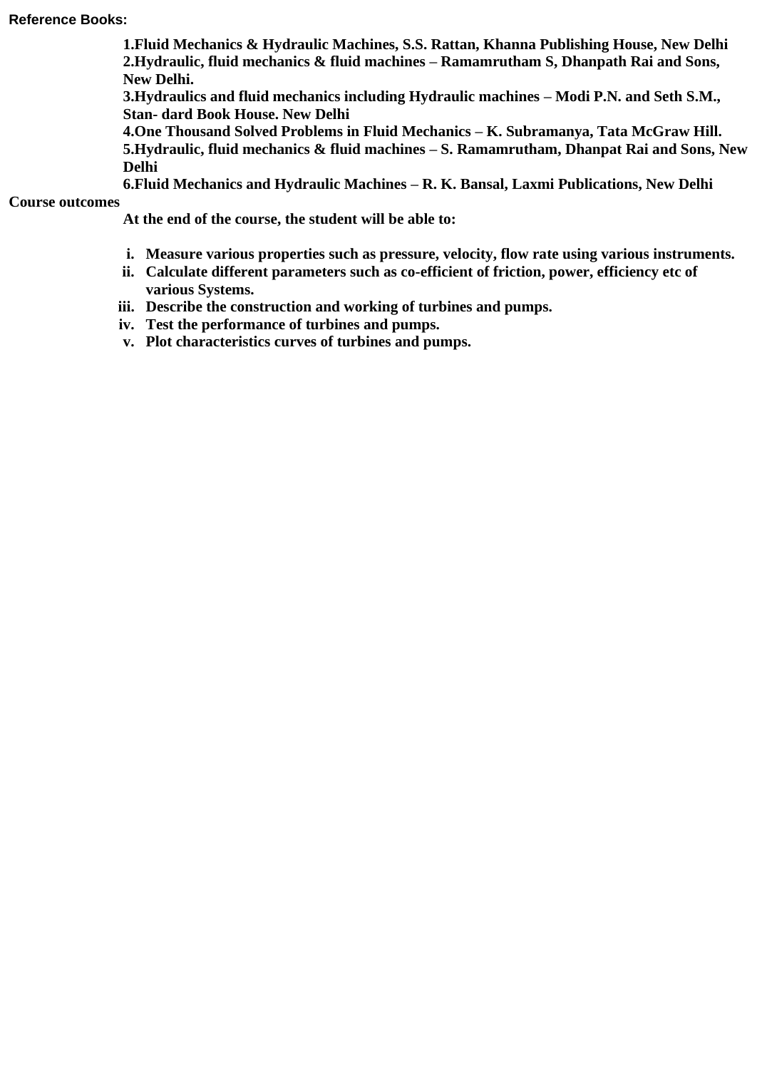**Reference Books:**

**1.Fluid Mechanics & Hydraulic Machines, S.S. Rattan, Khanna Publishing House, New Delhi**
**2.Hydraulic, fluid mechanics & fluid machines – Ramamrutham S, Dhanpath Rai and Sons, New Delhi.**
**3.Hydraulics and fluid mechanics including Hydraulic machines – Modi P.N. and Seth S.M., Stan- dard Book House. New Delhi**
**4.One Thousand Solved Problems in Fluid Mechanics – K. Subramanya, Tata McGraw Hill.**
**5.Hydraulic, fluid mechanics & fluid machines – S. Ramamrutham, Dhanpat Rai and Sons, New Delhi**
**6.Fluid Mechanics and Hydraulic Machines – R. K. Bansal, Laxmi Publications, New Delhi**

**Course outcomes**

**At the end of the course, the student will be able to:**

- i. **Measure various properties such as pressure, velocity, flow rate using various instruments.**
- ii. **Calculate different parameters such as co-efficient of friction, power, efficiency etc of various Systems.**
- iii. **Describe the construction and working of turbines and pumps.**
- iv. **Test the performance of turbines and pumps.**
- v. **Plot characteristics curves of turbines and pumps.**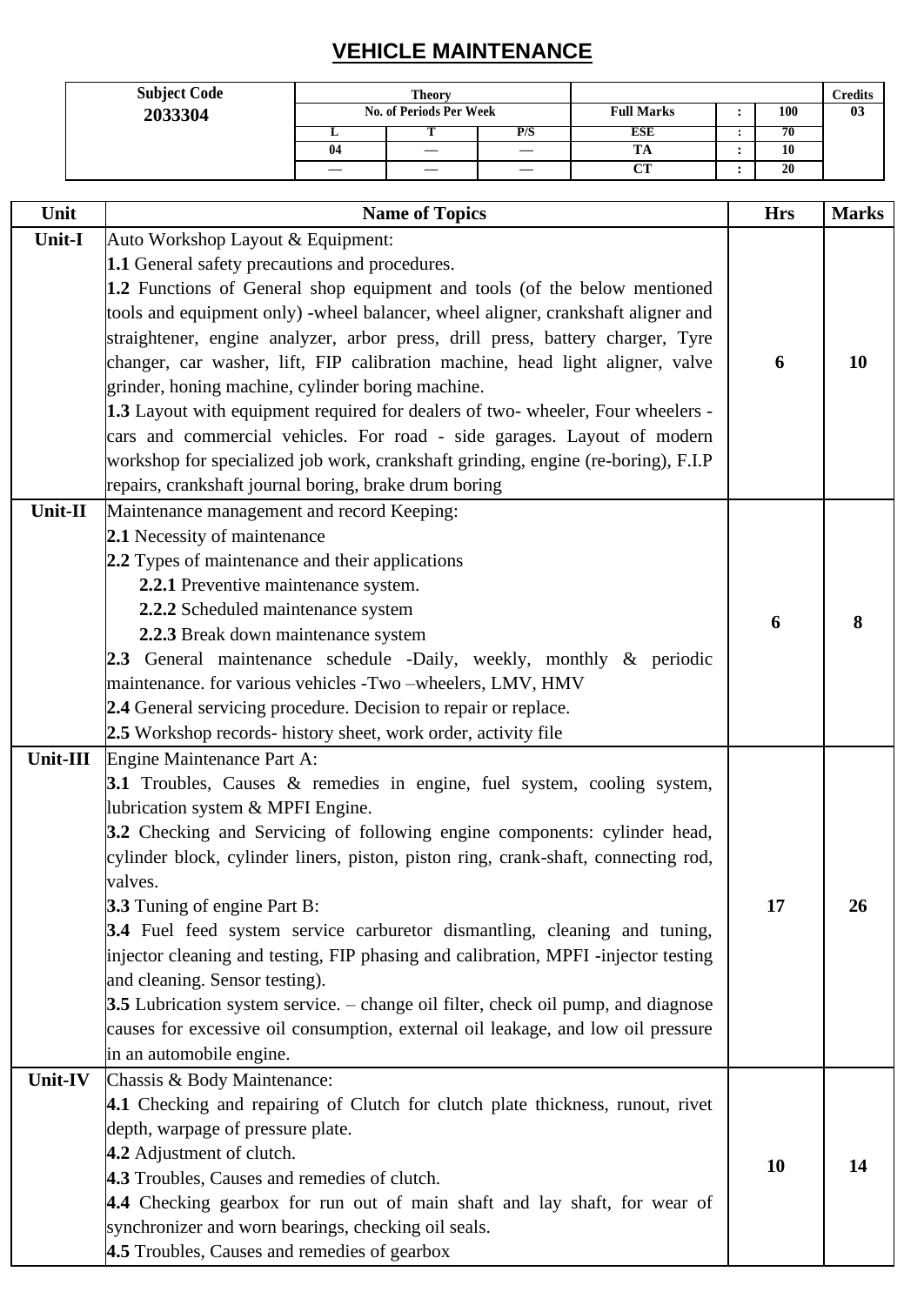# VEHICLE MAINTENANCE

| Subject Code | Theory | | | | | | Credits |
|---|---|---|---|---|---|---|---|
| 2033304 | No. of Periods Per Week | | | Full Marks | : | 100 | 03 |
| | L | T | P/S | ESE | : | 70 | |
| | 04 | — | — | TA | : | 10 | |
| | — | — | — | CT | : | 20 | |

| Unit | Name of Topics | Hrs | Marks |
|---|---|---|---|
| Unit-I | Auto Workshop Layout & Equipment:<br>**1.1** General safety precautions and procedures.<br>**1.2** Functions of General shop equipment and tools (of the below mentioned tools and equipment only) -wheel balancer, wheel aligner, crankshaft aligner and straightener, engine analyzer, arbor press, drill press, battery charger, Tyre changer, car washer, lift, FIP calibration machine, head light aligner, valve grinder, honing machine, cylinder boring machine.<br>**1.3** Layout with equipment required for dealers of two- wheeler, Four wheelers - cars and commercial vehicles. For road - side garages. Layout of modern workshop for specialized job work, crankshaft grinding, engine (re-boring), F.I.P repairs, crankshaft journal boring, brake drum boring | 6 | 10 |
| Unit-II | Maintenance management and record Keeping:<br>**2.1** Necessity of maintenance<br>**2.2** Types of maintenance and their applications<br>**2.2.1** Preventive maintenance system.<br>**2.2.2** Scheduled maintenance system<br>**2.2.3** Break down maintenance system<br>**2.3** General maintenance schedule -Daily, weekly, monthly & periodic maintenance. for various vehicles -Two –wheelers, LMV, HMV<br>**2.4** General servicing procedure. Decision to repair or replace.<br>**2.5** Workshop records- history sheet, work order, activity file | 6 | 8 |
| Unit-III | Engine Maintenance Part A:<br>**3.1** Troubles, Causes & remedies in engine, fuel system, cooling system, lubrication system & MPFI Engine.<br>**3.2** Checking and Servicing of following engine components: cylinder head, cylinder block, cylinder liners, piston, piston ring, crank-shaft, connecting rod, valves.<br>**3.3** Tuning of engine Part B:<br>**3.4** Fuel feed system service carburetor dismantling, cleaning and tuning, injector cleaning and testing, FIP phasing and calibration, MPFI -injector testing and cleaning. Sensor testing).<br>**3.5** Lubrication system service. – change oil filter, check oil pump, and diagnose causes for excessive oil consumption, external oil leakage, and low oil pressure in an automobile engine. | 17 | 26 |
| Unit-IV | Chassis & Body Maintenance:<br>**4.1** Checking and repairing of Clutch for clutch plate thickness, runout, rivet depth, warpage of pressure plate.<br>**4.2** Adjustment of clutch.<br>**4.3** Troubles, Causes and remedies of clutch.<br>**4.4** Checking gearbox for run out of main shaft and lay shaft, for wear of synchronizer and worn bearings, checking oil seals.<br>**4.5** Troubles, Causes and remedies of gearbox | 10 | 14 |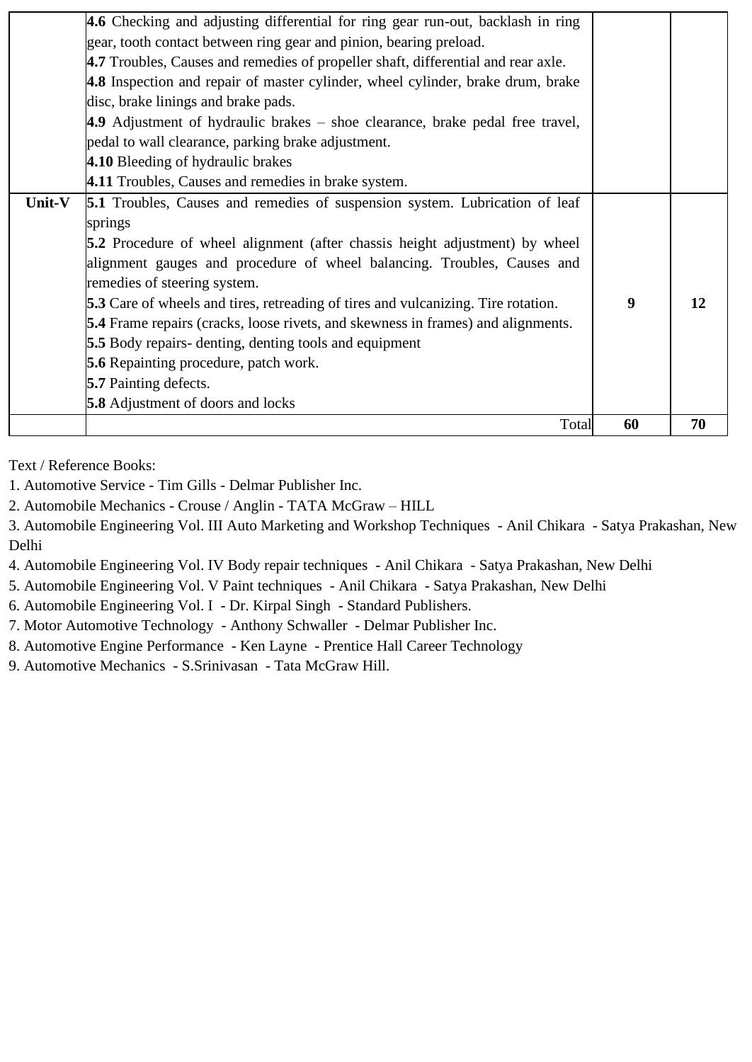| | | | |
|---|---|---|---|
| | **4.6** Checking and adjusting differential for ring gear run-out, backlash in ring gear, tooth contact between ring gear and pinion, bearing preload.<br>**4.7** Troubles, Causes and remedies of propeller shaft, differential and rear axle.<br>**4.8** Inspection and repair of master cylinder, wheel cylinder, brake drum, brake disc, brake linings and brake pads.<br>**4.9** Adjustment of hydraulic brakes – shoe clearance, brake pedal free travel, pedal to wall clearance, parking brake adjustment.<br>**4.10** Bleeding of hydraulic brakes<br>**4.11** Troubles, Causes and remedies in brake system. | | |
| **Unit-V** | **5.1** Troubles, Causes and remedies of suspension system. Lubrication of leaf springs<br>**5.2** Procedure of wheel alignment (after chassis height adjustment) by wheel alignment gauges and procedure of wheel balancing. Troubles, Causes and remedies of steering system.<br>**5.3** Care of wheels and tires, retreading of tires and vulcanizing. Tire rotation.<br>**5.4** Frame repairs (cracks, loose rivets, and skewness in frames) and alignments.<br>**5.5** Body repairs- denting, denting tools and equipment<br>**5.6** Repainting procedure, patch work.<br>**5.7** Painting defects.<br>**5.8** Adjustment of doors and locks | **9** | **12** |
| | Total | **60** | **70** |

Text / Reference Books:

1. Automotive Service - Tim Gills - Delmar Publisher Inc.
2. Automobile Mechanics - Crouse / Anglin - TATA McGraw – HILL
3. Automobile Engineering Vol. III Auto Marketing and Workshop Techniques - Anil Chikara - Satya Prakashan, New Delhi
4. Automobile Engineering Vol. IV Body repair techniques - Anil Chikara - Satya Prakashan, New Delhi
5. Automobile Engineering Vol. V Paint techniques - Anil Chikara - Satya Prakashan, New Delhi
6. Automobile Engineering Vol. I - Dr. Kirpal Singh - Standard Publishers.
7. Motor Automotive Technology - Anthony Schwaller - Delmar Publisher Inc.
8. Automotive Engine Performance - Ken Layne - Prentice Hall Career Technology
9. Automotive Mechanics - S.Srinivasan - Tata McGraw Hill.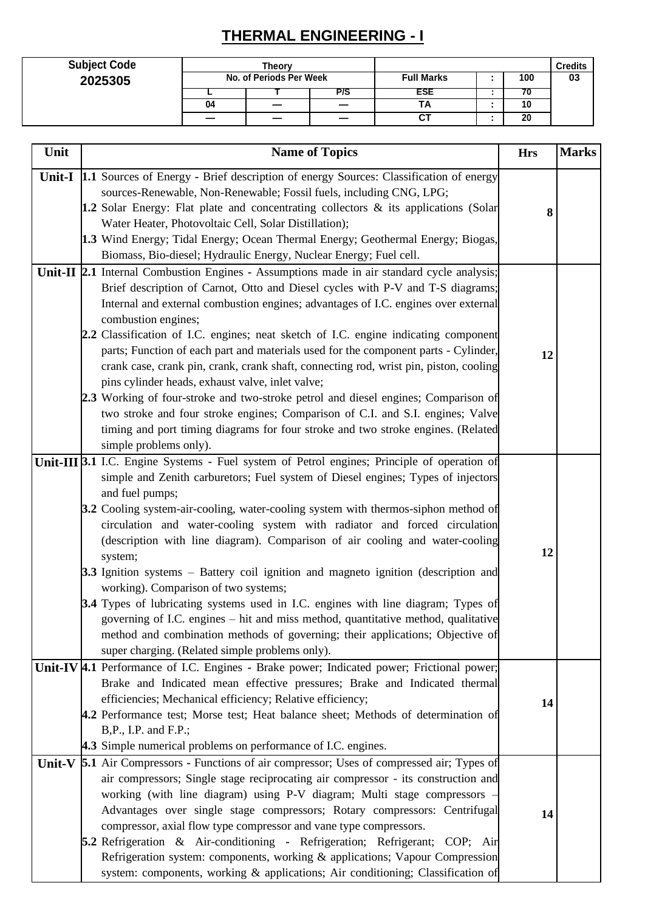# THERMAL ENGINEERING - I

| Subject Code | Theory | | | | | | Credits |
|---|---|---|---|---|---|---|---|
| 2025305 | No. of Periods Per Week | | | Full Marks | : | 100 | 03 |
| | L | T | P/S | ESE | : | 70 | |
| | 04 | — | — | TA | : | 10 | |
| | — | — | — | CT | : | 20 | |

| Unit | Name of Topics | Hrs | Marks |
|---|---|---|---|
| Unit-I | **1.1** Sources of Energy - Brief description of energy Sources: Classification of energy sources-Renewable, Non-Renewable; Fossil fuels, including CNG, LPG;<br>**1.2** Solar Energy: Flat plate and concentrating collectors & its applications (Solar Water Heater, Photovoltaic Cell, Solar Distillation);<br>**1.3** Wind Energy; Tidal Energy; Ocean Thermal Energy; Geothermal Energy; Biogas, Biomass, Bio-diesel; Hydraulic Energy, Nuclear Energy; Fuel cell. | 8 | |
| Unit-II | **2.1** Internal Combustion Engines - Assumptions made in air standard cycle analysis; Brief description of Carnot, Otto and Diesel cycles with P-V and T-S diagrams; Internal and external combustion engines; advantages of I.C. engines over external combustion engines;<br>**2.2** Classification of I.C. engines; neat sketch of I.C. engine indicating component parts; Function of each part and materials used for the component parts - Cylinder, crank case, crank pin, crank, crank shaft, connecting rod, wrist pin, piston, cooling pins cylinder heads, exhaust valve, inlet valve;<br>**2.3** Working of four-stroke and two-stroke petrol and diesel engines; Comparison of two stroke and four stroke engines; Comparison of C.I. and S.I. engines; Valve timing and port timing diagrams for four stroke and two stroke engines. (Related simple problems only). | 12 | |
| Unit-III | **3.1** I.C. Engine Systems - Fuel system of Petrol engines; Principle of operation of simple and Zenith carburetors; Fuel system of Diesel engines; Types of injectors and fuel pumps;<br>**3.2** Cooling system-air-cooling, water-cooling system with thermos-siphon method of circulation and water-cooling system with radiator and forced circulation (description with line diagram). Comparison of air cooling and water-cooling system;<br>**3.3** Ignition systems – Battery coil ignition and magneto ignition (description and working). Comparison of two systems;<br>**3.4** Types of lubricating systems used in I.C. engines with line diagram; Types of governing of I.C. engines – hit and miss method, quantitative method, qualitative method and combination methods of governing; their applications; Objective of super charging. (Related simple problems only). | 12 | |
| Unit-IV | **4.1** Performance of I.C. Engines - Brake power; Indicated power; Frictional power; Brake and Indicated mean effective pressures; Brake and Indicated thermal efficiencies; Mechanical efficiency; Relative efficiency;<br>**4.2** Performance test; Morse test; Heat balance sheet; Methods of determination of B,P., I.P. and F.P.;<br>**4.3** Simple numerical problems on performance of I.C. engines. | 14 | |
| Unit-V | **5.1** Air Compressors - Functions of air compressor; Uses of compressed air; Types of air compressors; Single stage reciprocating air compressor - its construction and working (with line diagram) using P-V diagram; Multi stage compressors – Advantages over single stage compressors; Rotary compressors: Centrifugal compressor, axial flow type compressor and vane type compressors.<br>**5.2** Refrigeration & Air-conditioning - Refrigeration; Refrigerant; COP; Air Refrigeration system: components, working & applications; Vapour Compression system: components, working & applications; Air conditioning; Classification of | 14 | |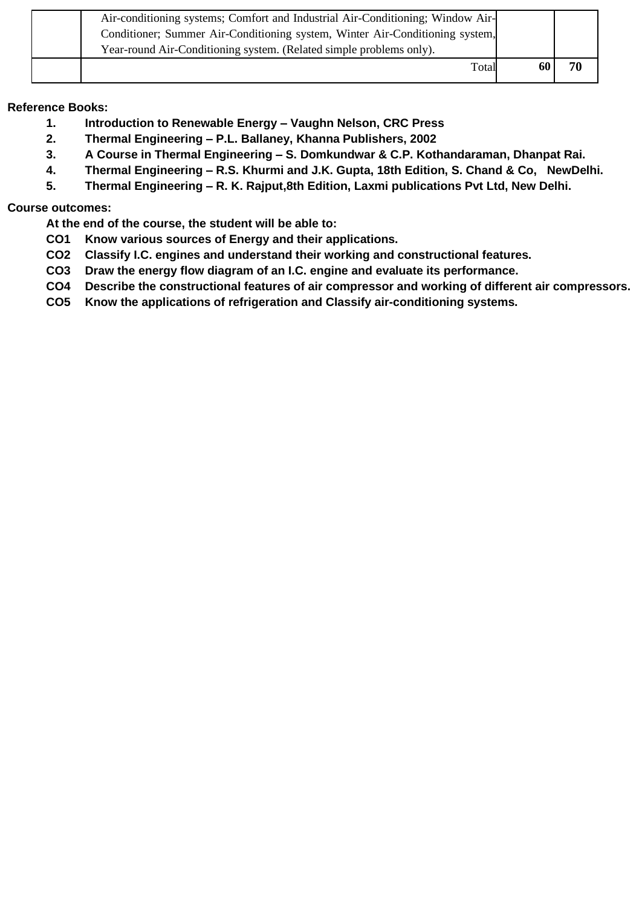| | | | |
|---|---|---|---|
| | Air-conditioning systems; Comfort and Industrial Air-Conditioning; Window Air-Conditioner; Summer Air-Conditioning system, Winter Air-Conditioning system, Year-round Air-Conditioning system. (Related simple problems only). | | |
| | Total | **60** | **70** |

**Reference Books:**

1. **Introduction to Renewable Energy – Vaughn Nelson, CRC Press**
2. **Thermal Engineering – P.L. Ballaney, Khanna Publishers, 2002**
3. **A Course in Thermal Engineering – S. Domkundwar & C.P. Kothandaraman, Dhanpat Rai.**
4. **Thermal Engineering – R.S. Khurmi and J.K. Gupta, 18th Edition, S. Chand & Co, NewDelhi.**
5. **Thermal Engineering – R. K. Rajput,8th Edition, Laxmi publications Pvt Ltd, New Delhi.**

**Course outcomes:**

**At the end of the course, the student will be able to:**

**CO1** **Know various sources of Energy and their applications.**

**CO2** **Classify I.C. engines and understand their working and constructional features.**

**CO3** **Draw the energy flow diagram of an I.C. engine and evaluate its performance.**

**CO4** **Describe the constructional features of air compressor and working of different air compressors.**

**CO5** **Know the applications of refrigeration and Classify air-conditioning systems.**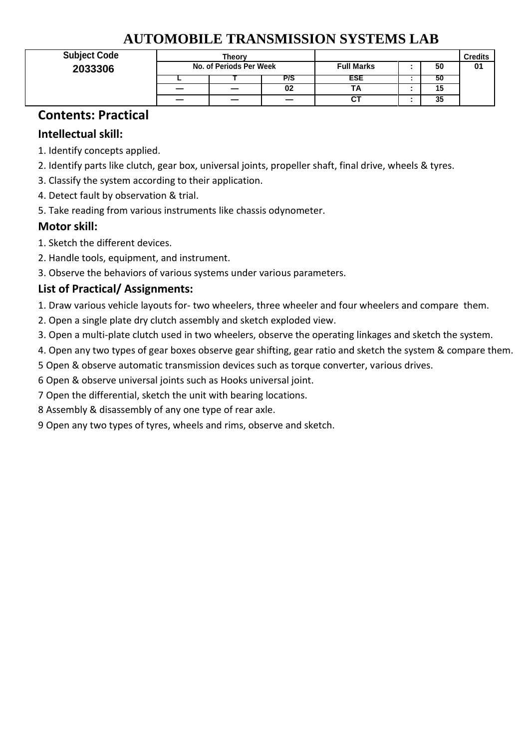# AUTOMOBILE TRANSMISSION SYSTEMS LAB

| Subject Code | Theory | | | | | | Credits |
|---|---|---|---|---|---|---|---|
| 2033306 | No. of Periods Per Week | | | Full Marks | : | 50 | 01 |
| | L | T | P/S | ESE | : | 50 | |
| | — | — | 02 | TA | : | 15 | |
| | — | — | — | CT | : | 35 | |

## Contents: Practical

### Intellectual skill:

1. Identify concepts applied.
2. Identify parts like clutch, gear box, universal joints, propeller shaft, final drive, wheels & tyres.
3. Classify the system according to their application.
4. Detect fault by observation & trial.
5. Take reading from various instruments like chassis odynometer.

### Motor skill:

1. Sketch the different devices.
2. Handle tools, equipment, and instrument.
3. Observe the behaviors of various systems under various parameters.

### List of Practical/ Assignments:

1. Draw various vehicle layouts for- two wheelers, three wheeler and four wheelers and compare them.
2. Open a single plate dry clutch assembly and sketch exploded view.
3. Open a multi-plate clutch used in two wheelers, observe the operating linkages and sketch the system.
4. Open any two types of gear boxes observe gear shifting, gear ratio and sketch the system & compare them.
5. Open & observe automatic transmission devices such as torque converter, various drives.
6. Open & observe universal joints such as Hooks universal joint.
7. Open the differential, sketch the unit with bearing locations.
8. Assembly & disassembly of any one type of rear axle.
9. Open any two types of tyres, wheels and rims, observe and sketch.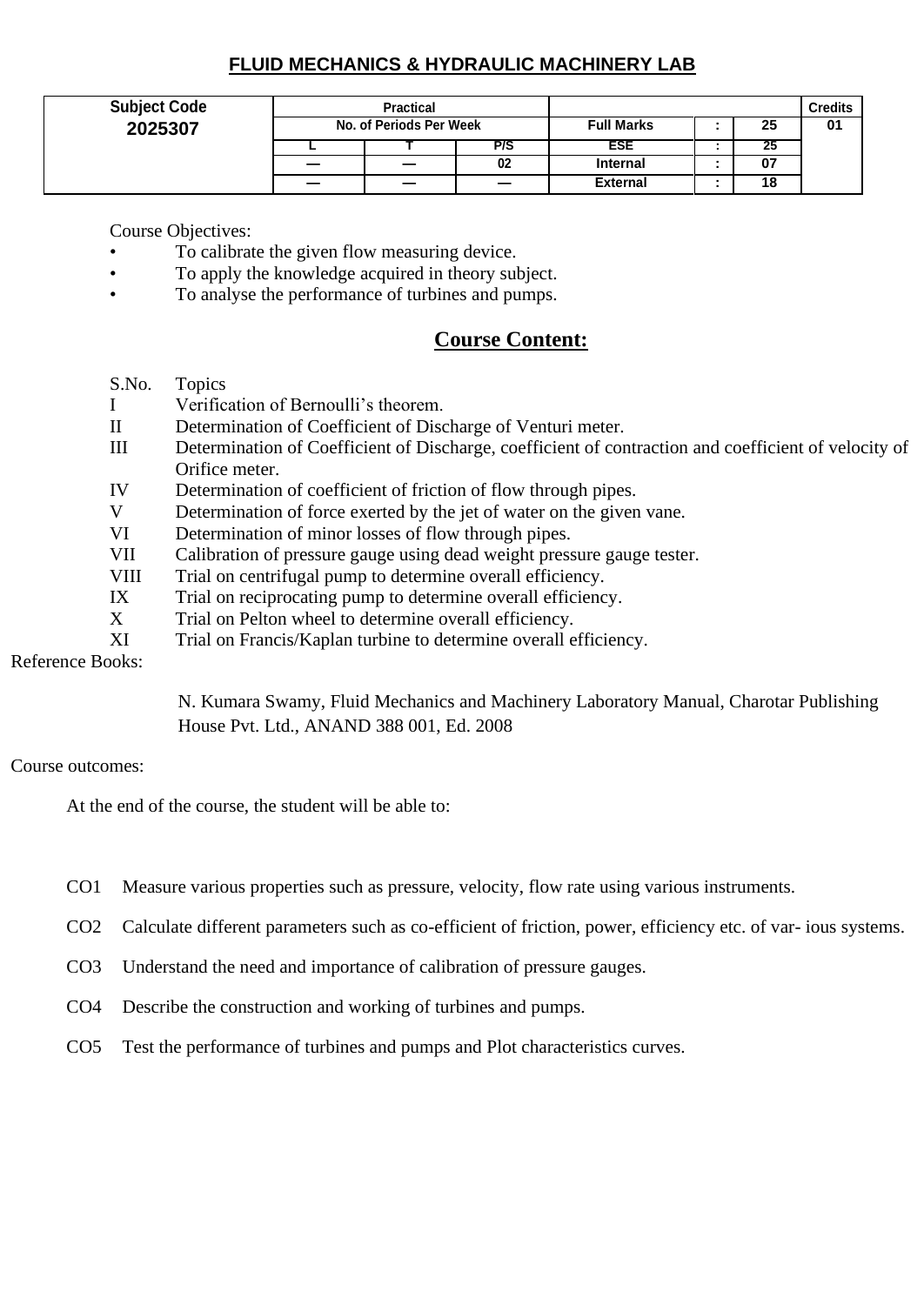# FLUID MECHANICS & HYDRAULIC MACHINERY LAB

| Subject Code | Practical | | | | | | Credits |
|---|---|---|---|---|---|---|---|
| **2025307** | No. of Periods Per Week | | | Full Marks | : | 25 | 01 |
| | L | T | P/S | ESE | : | 25 | |
| | — | — | 02 | Internal | : | 07 | |
| | — | — | — | External | : | 18 | |

Course Objectives:

- To calibrate the given flow measuring device.
- To apply the knowledge acquired in theory subject.
- To analyse the performance of turbines and pumps.

## Course Content:

| S.No. | Topics |
|---|---|
| I | Verification of Bernoulli's theorem. |
| II | Determination of Coefficient of Discharge of Venturi meter. |
| III | Determination of Coefficient of Discharge, coefficient of contraction and coefficient of velocity of Orifice meter. |
| IV | Determination of coefficient of friction of flow through pipes. |
| V | Determination of force exerted by the jet of water on the given vane. |
| VI | Determination of minor losses of flow through pipes. |
| VII | Calibration of pressure gauge using dead weight pressure gauge tester. |
| VIII | Trial on centrifugal pump to determine overall efficiency. |
| IX | Trial on reciprocating pump to determine overall efficiency. |
| X | Trial on Pelton wheel to determine overall efficiency. |
| XI | Trial on Francis/Kaplan turbine to determine overall efficiency. |

Reference Books:

N. Kumara Swamy, Fluid Mechanics and Machinery Laboratory Manual, Charotar Publishing House Pvt. Ltd., ANAND 388 001, Ed. 2008

Course outcomes:

At the end of the course, the student will be able to:

- CO1 Measure various properties such as pressure, velocity, flow rate using various instruments.
- CO2 Calculate different parameters such as co-efficient of friction, power, efficiency etc. of var- ious systems.
- CO3 Understand the need and importance of calibration of pressure gauges.
- CO4 Describe the construction and working of turbines and pumps.
- CO5 Test the performance of turbines and pumps and Plot characteristics curves.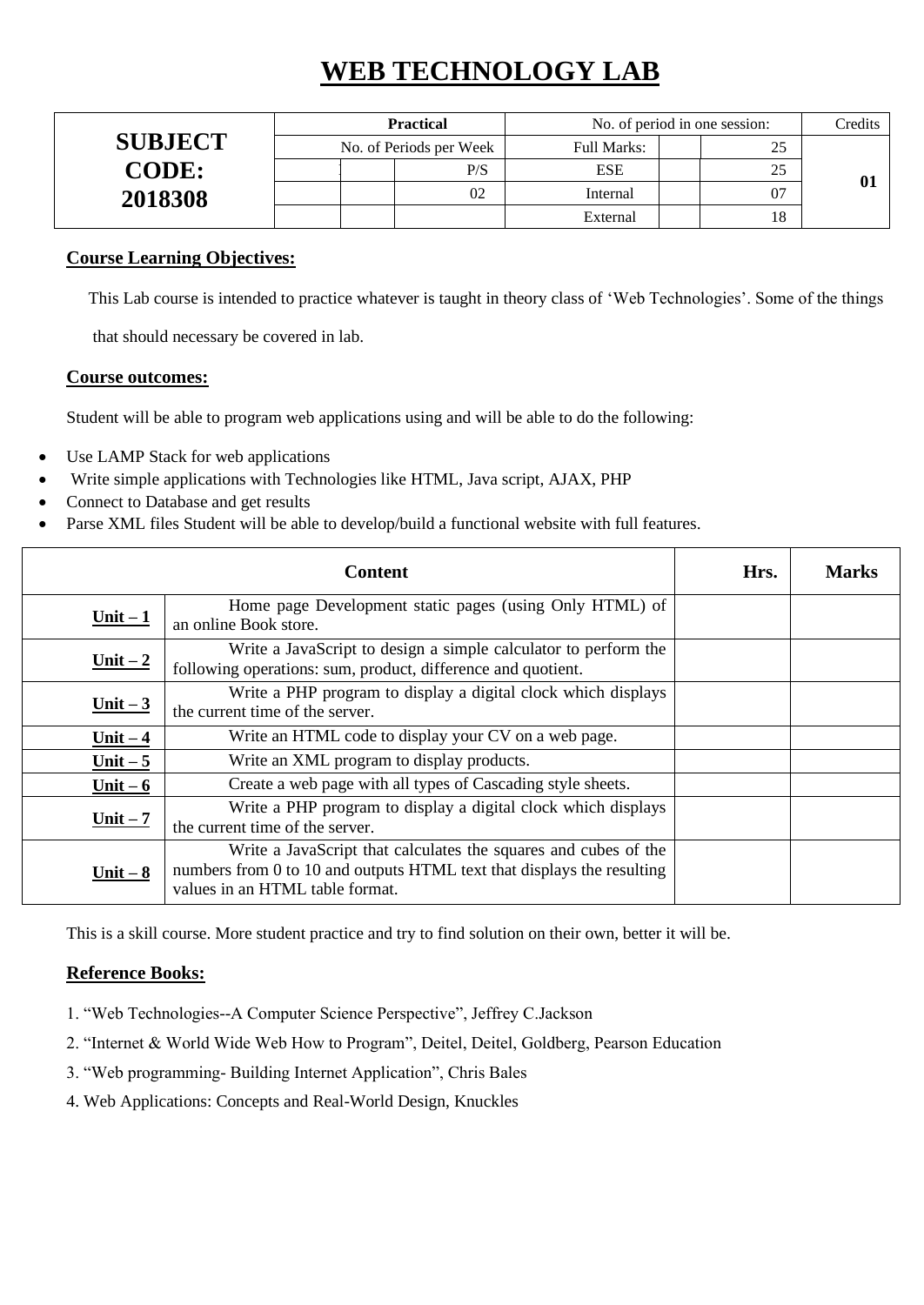# WEB TECHNOLOGY LAB

| SUBJECT CODE: 2018308 | Practical | | | No. of period in one session: | | | Credits |
|---|---|---|---|---|---|---|---|
| | No. of Periods per Week | | | Full Marks: | | 25 | 01 |
| | | | P/S | ESE | | 25 | |
| | | | 02 | Internal | | 07 | |
| | | | | External | | 18 | |

**Course Learning Objectives:**

This Lab course is intended to practice whatever is taught in theory class of 'Web Technologies'. Some of the things that should necessary be covered in lab.

**Course outcomes:**

Student will be able to program web applications using and will be able to do the following:

- Use LAMP Stack for web applications
- Write simple applications with Technologies like HTML, Java script, AJAX, PHP
- Connect to Database and get results
- Parse XML files Student will be able to develop/build a functional website with full features.

| Content | | Hrs. | Marks |
|---|---|---|---|
| **Unit – 1** | Home page Development static pages (using Only HTML) of an online Book store. | | |
| **Unit – 2** | Write a JavaScript to design a simple calculator to perform the following operations: sum, product, difference and quotient. | | |
| **Unit – 3** | Write a PHP program to display a digital clock which displays the current time of the server. | | |
| **Unit – 4** | Write an HTML code to display your CV on a web page. | | |
| **Unit – 5** | Write an XML program to display products. | | |
| **Unit – 6** | Create a web page with all types of Cascading style sheets. | | |
| **Unit – 7** | Write a PHP program to display a digital clock which displays the current time of the server. | | |
| **Unit – 8** | Write a JavaScript that calculates the squares and cubes of the numbers from 0 to 10 and outputs HTML text that displays the resulting values in an HTML table format. | | |

This is a skill course. More student practice and try to find solution on their own, better it will be.

**Reference Books:**

1. "Web Technologies--A Computer Science Perspective", Jeffrey C.Jackson
2. "Internet & World Wide Web How to Program", Deitel, Deitel, Goldberg, Pearson Education
3. "Web programming- Building Internet Application", Chris Bales
4. Web Applications: Concepts and Real-World Design, Knuckles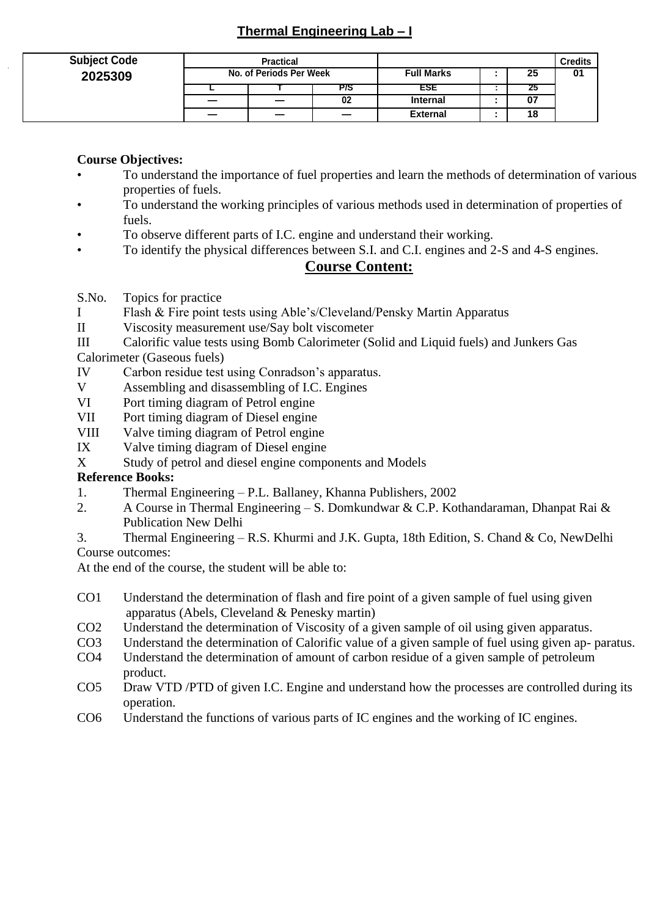# Thermal Engineering Lab – I

| Subject Code | Practical | | | | | | Credits |
|---|---|---|---|---|---|---|---|
| 2025309 | No. of Periods Per Week | | | Full Marks | : | 25 | 01 |
| | L | T | P/S | ESE | : | 25 | |
| | — | — | 02 | Internal | : | 07 | |
| | — | — | — | External | : | 18 | |

**Course Objectives:**

- To understand the importance of fuel properties and learn the methods of determination of various properties of fuels.
- To understand the working principles of various methods used in determination of properties of fuels.
- To observe different parts of I.C. engine and understand their working.
- To identify the physical differences between S.I. and C.I. engines and 2-S and 4-S engines.

## Course Content:

S.No. Topics for practice

I Flash & Fire point tests using Able's/Cleveland/Pensky Martin Apparatus

II Viscosity measurement use/Say bolt viscometer

III Calorific value tests using Bomb Calorimeter (Solid and Liquid fuels) and Junkers Gas Calorimeter (Gaseous fuels)

IV Carbon residue test using Conradson's apparatus.

V Assembling and disassembling of I.C. Engines

VI Port timing diagram of Petrol engine

VII Port timing diagram of Diesel engine

VIII Valve timing diagram of Petrol engine

IX Valve timing diagram of Diesel engine

X Study of petrol and diesel engine components and Models

**Reference Books:**

1. Thermal Engineering – P.L. Ballaney, Khanna Publishers, 2002
2. A Course in Thermal Engineering – S. Domkundwar & C.P. Kothandaraman, Dhanpat Rai & Publication New Delhi
3. Thermal Engineering – R.S. Khurmi and J.K. Gupta, 18th Edition, S. Chand & Co, NewDelhi

Course outcomes:

At the end of the course, the student will be able to:

CO1 Understand the determination of flash and fire point of a given sample of fuel using given apparatus (Abels, Cleveland & Penesky martin)

CO2 Understand the determination of Viscosity of a given sample of oil using given apparatus.

CO3 Understand the determination of Calorific value of a given sample of fuel using given ap- paratus.

CO4 Understand the determination of amount of carbon residue of a given sample of petroleum product.

CO5 Draw VTD /PTD of given I.C. Engine and understand how the processes are controlled during its operation.

CO6 Understand the functions of various parts of IC engines and the working of IC engines.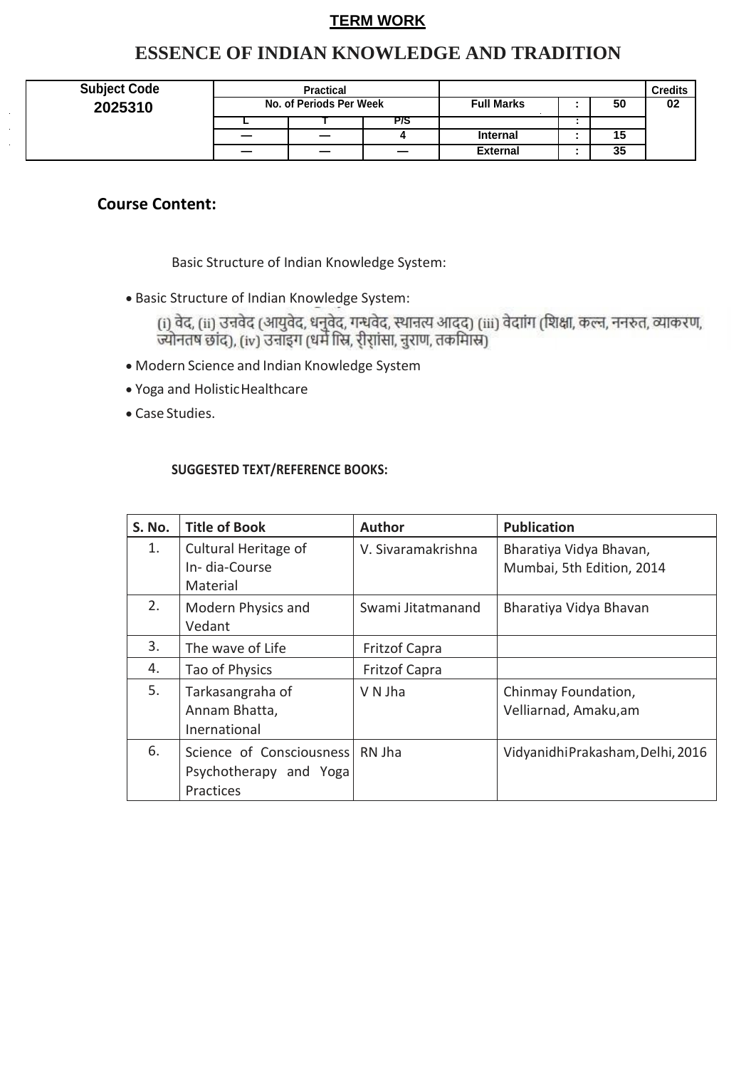**TERM WORK**

# ESSENCE OF INDIAN KNOWLEDGE AND TRADITION

| Subject Code | Practical | | | | | | Credits |
|---|---|---|---|---|---|---|---|
| **2025310** | No. of Periods Per Week | | | Full Marks | : | 50 | 02 |
| | L | T | P/S | | : | | |
| | — | — | 4 | Internal | : | 15 | |
| | — | — | — | External | : | 35 | |

## Course Content:

Basic Structure of Indian Knowledge System:

- Basic Structure of Indian Knowledge System:

  (i) वेद, (ii) उन्नवेद (आयुवेद, धनुवेद, गन्धवेद, स्थान्नत्य आदद) (iii) वेदांग (शिक्षा, कल्न, ननरुत, व्याकरण, ज्योनतष छांद), (iv) उन्नाइग (धर्म ास्त्रि, ऱीशांसा, नुराण, तकमिास्त्र)
- Modern Science and Indian Knowledge System
- Yoga and Holistic Healthcare
- Case Studies.

**SUGGESTED TEXT/REFERENCE BOOKS:**

| S. No. | Title of Book | Author | Publication |
|---|---|---|---|
| 1. | Cultural Heritage of In- dia-Course Material | V. Sivaramakrishna | Bharatiya Vidya Bhavan, Mumbai, 5th Edition, 2014 |
| 2. | Modern Physics and Vedant | Swami Jitatmanand | Bharatiya Vidya Bhavan |
| 3. | The wave of Life | Fritzof Capra | |
| 4. | Tao of Physics | Fritzof Capra | |
| 5. | Tarkasangraha of Annam Bhatta, Inernational | V N Jha | Chinmay Foundation, Velliarnad, Amaku,am |
| 6. | Science of Consciousness Psychotherapy and Yoga Practices | RN Jha | VidyanidhiPrakasham,Delhi, 2016 |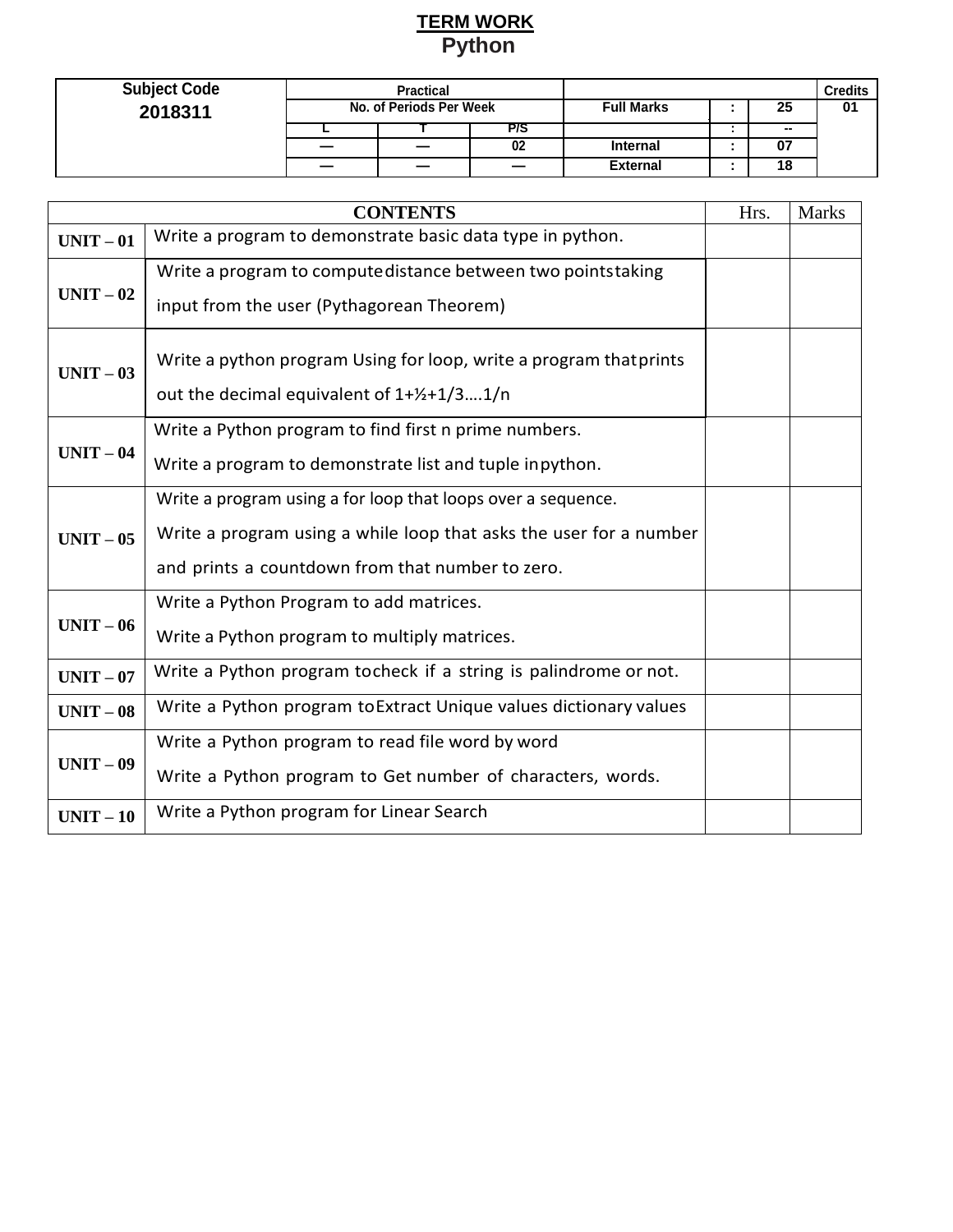# TERM WORK
## Python

| Subject Code | Practical | | | | | | Credits |
|---|---|---|---|---|---|---|---|
| **2018311** | No. of Periods Per Week | | | Full Marks | : | 25 | 01 |
| | L | T | P/S | | : | -- | |
| | — | — | 02 | Internal | : | 07 | |
| | — | — | — | External | : | 18 | |

| | CONTENTS | Hrs. | Marks |
|---|---|---|---|
| **UNIT – 01** | Write a program to demonstrate basic data type in python. | | |
| **UNIT – 02** | Write a program to computedistance between two pointstaking input from the user (Pythagorean Theorem) | | |
| **UNIT – 03** | Write a python program Using for loop, write a program thatprints out the decimal equivalent of 1+½+1/3….1/n | | |
| **UNIT – 04** | Write a Python program to find first n prime numbers.<br>Write a program to demonstrate list and tuple inpython. | | |
| **UNIT – 05** | Write a program using a for loop that loops over a sequence.<br>Write a program using a while loop that asks the user for a number and prints a countdown from that number to zero. | | |
| **UNIT – 06** | Write a Python Program to add matrices.<br>Write a Python program to multiply matrices. | | |
| **UNIT – 07** | Write a Python program tocheck if a string is palindrome or not. | | |
| **UNIT – 08** | Write a Python program toExtract Unique values dictionary values | | |
| **UNIT – 09** | Write a Python program to read file word by word<br>Write a Python program to Get number of characters, words. | | |
| **UNIT – 10** | Write a Python program for Linear Search | | |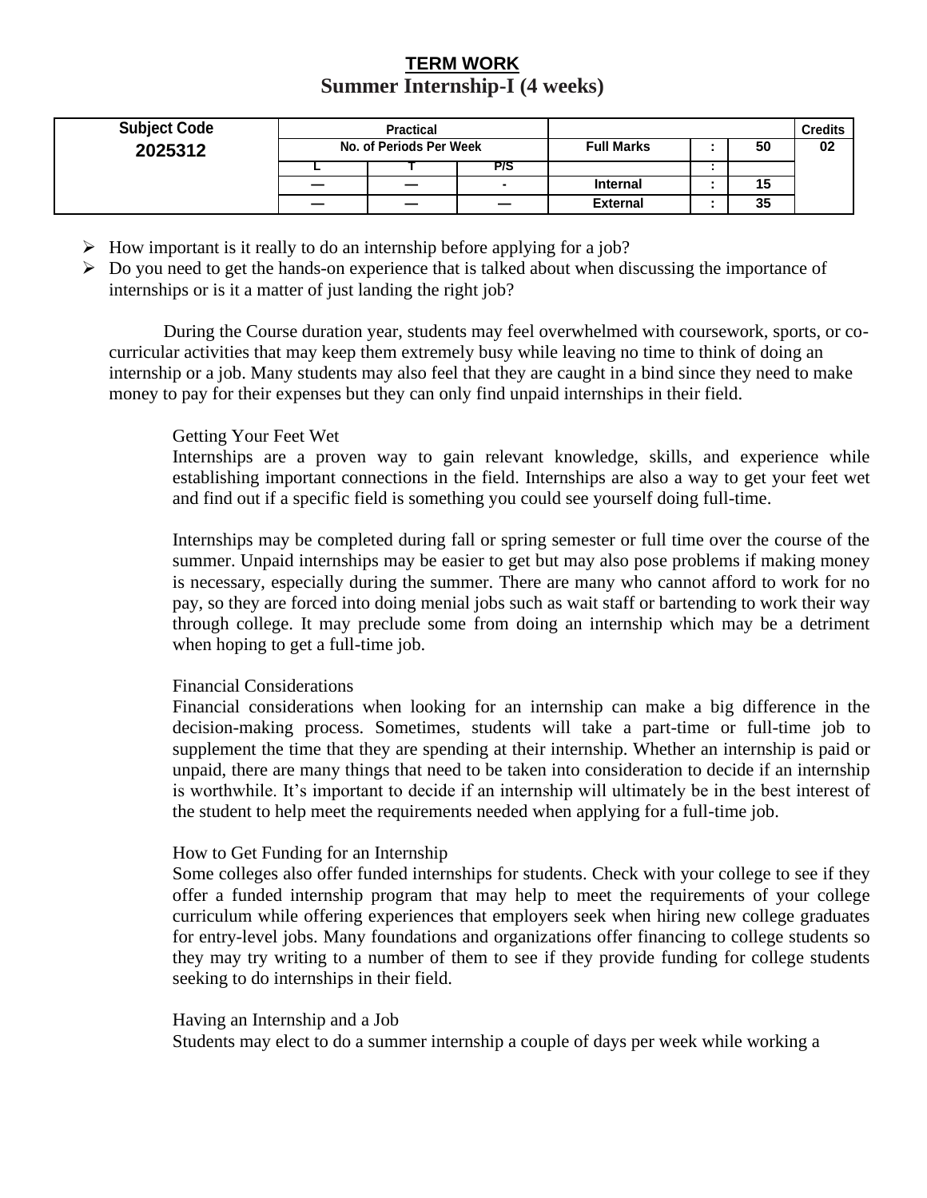# TERM WORK

## Summer Internship-I (4 weeks)

| Subject Code | Practical | | | | | | Credits |
|---|---|---|---|---|---|---|---|
| 2025312 | No. of Periods Per Week | | | Full Marks | : | 50 | 02 |
| | L | T | P/S | | : | | |
| | — | — | - | Internal | : | 15 | |
| | — | — | — | External | : | 35 | |

- How important is it really to do an internship before applying for a job?
- Do you need to get the hands-on experience that is talked about when discussing the importance of internships or is it a matter of just landing the right job?

During the Course duration year, students may feel overwhelmed with coursework, sports, or co-curricular activities that may keep them extremely busy while leaving no time to think of doing an internship or a job. Many students may also feel that they are caught in a bind since they need to make money to pay for their expenses but they can only find unpaid internships in their field.

Getting Your Feet Wet

Internships are a proven way to gain relevant knowledge, skills, and experience while establishing important connections in the field. Internships are also a way to get your feet wet and find out if a specific field is something you could see yourself doing full-time.

Internships may be completed during fall or spring semester or full time over the course of the summer. Unpaid internships may be easier to get but may also pose problems if making money is necessary, especially during the summer. There are many who cannot afford to work for no pay, so they are forced into doing menial jobs such as wait staff or bartending to work their way through college. It may preclude some from doing an internship which may be a detriment when hoping to get a full-time job.

Financial Considerations

Financial considerations when looking for an internship can make a big difference in the decision-making process. Sometimes, students will take a part-time or full-time job to supplement the time that they are spending at their internship. Whether an internship is paid or unpaid, there are many things that need to be taken into consideration to decide if an internship is worthwhile. It's important to decide if an internship will ultimately be in the best interest of the student to help meet the requirements needed when applying for a full-time job.

How to Get Funding for an Internship

Some colleges also offer funded internships for students. Check with your college to see if they offer a funded internship program that may help to meet the requirements of your college curriculum while offering experiences that employers seek when hiring new college graduates for entry-level jobs. Many foundations and organizations offer financing to college students so they may try writing to a number of them to see if they provide funding for college students seeking to do internships in their field.

Having an Internship and a Job

Students may elect to do a summer internship a couple of days per week while working a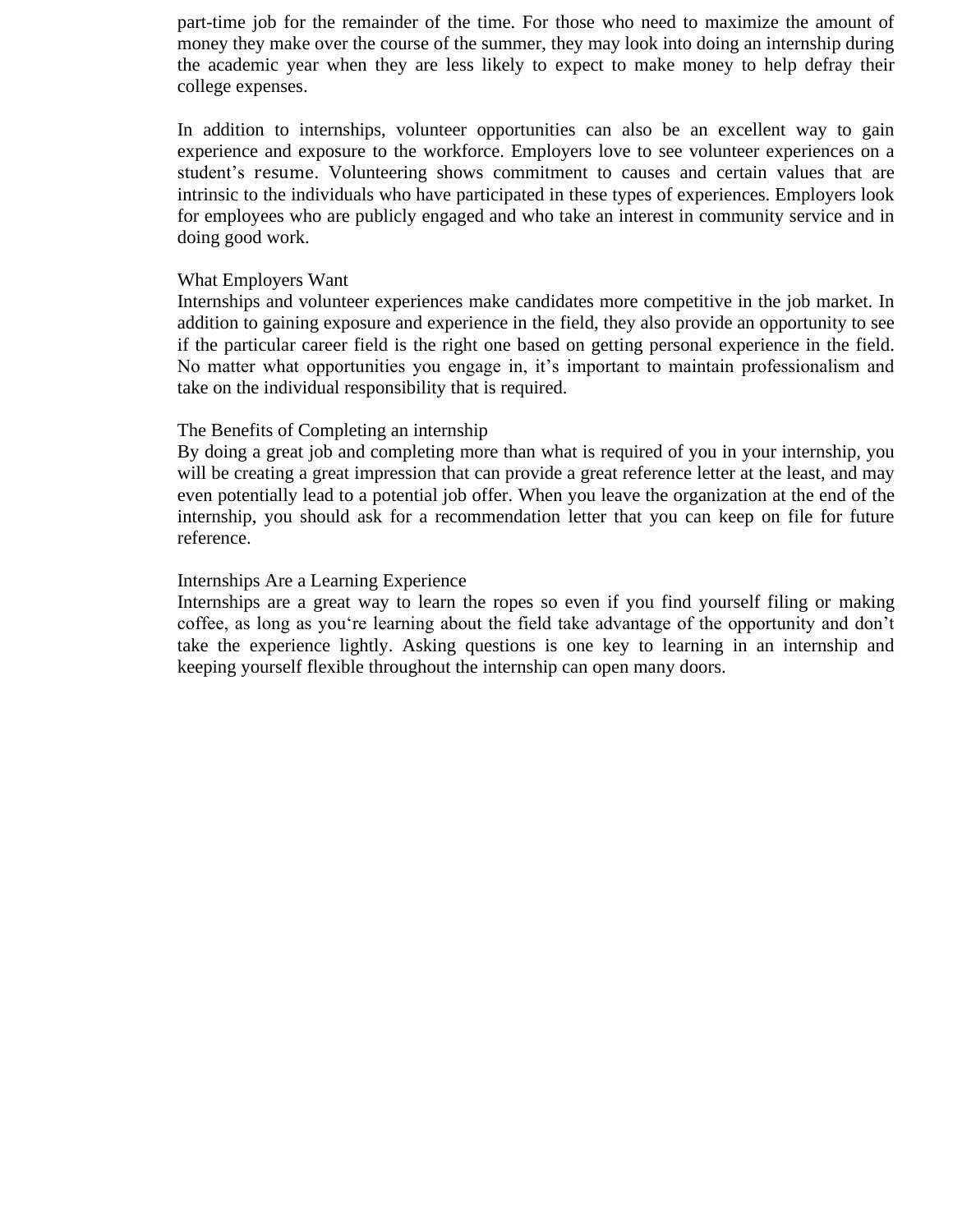part-time job for the remainder of the time. For those who need to maximize the amount of money they make over the course of the summer, they may look into doing an internship during the academic year when they are less likely to expect to make money to help defray their college expenses.

In addition to internships, volunteer opportunities can also be an excellent way to gain experience and exposure to the workforce. Employers love to see volunteer experiences on a student's resume. Volunteering shows commitment to causes and certain values that are intrinsic to the individuals who have participated in these types of experiences. Employers look for employees who are publicly engaged and who take an interest in community service and in doing good work.

### What Employers Want

Internships and volunteer experiences make candidates more competitive in the job market. In addition to gaining exposure and experience in the field, they also provide an opportunity to see if the particular career field is the right one based on getting personal experience in the field. No matter what opportunities you engage in, it's important to maintain professionalism and take on the individual responsibility that is required.

### The Benefits of Completing an internship

By doing a great job and completing more than what is required of you in your internship, you will be creating a great impression that can provide a great reference letter at the least, and may even potentially lead to a potential job offer. When you leave the organization at the end of the internship, you should ask for a recommendation letter that you can keep on file for future reference.

### Internships Are a Learning Experience

Internships are a great way to learn the ropes so even if you find yourself filing or making coffee, as long as you're learning about the field take advantage of the opportunity and don't take the experience lightly. Asking questions is one key to learning in an internship and keeping yourself flexible throughout the internship can open many doors.